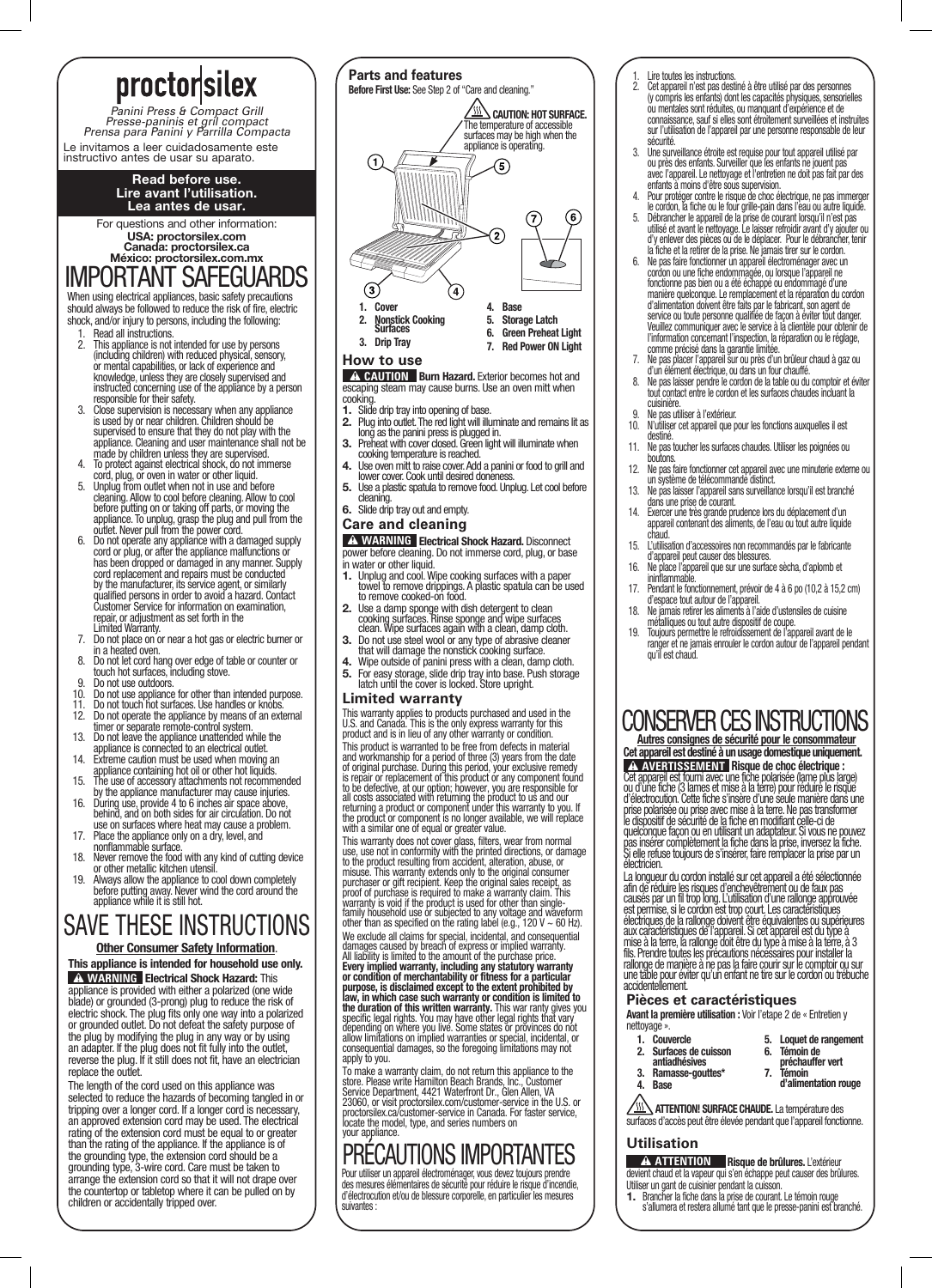# proctor silex

*Panini Press & Compact Grill*
*Presse-paninis et gril compact*
*Prensa para Panini y Parrilla Compacta*

Le invitamos a leer cuidadosamente este instructivo antes de usar su aparato.

**Read before use.**
**Lire avant l'utilisation.**
**Lea antes de usar.**

For questions and other information:
**USA: proctorsilex.com**
**Canada: proctorsilex.ca**
**México: proctorsilex.com.mx**

# IMPORTANT SAFEGUARDS

When using electrical appliances, basic safety precautions should always be followed to reduce the risk of fire, electric shock, and/or injury to persons, including the following:

1. Read all instructions.
2. This appliance is not intended for use by persons (including children) with reduced physical, sensory, or mental capabilities, or lack of experience and knowledge, unless they are closely supervised and instructed concerning use of the appliance by a person responsible for their safety.
3. Close supervision is necessary when any appliance is used by or near children. Children should be supervised to ensure that they do not play with the appliance. Cleaning and user maintenance shall not be made by children unless they are supervised.
4. To protect against electrical shock, do not immerse cord, plug, or oven in water or other liquid.
5. Unplug from outlet when not in use and before cleaning. Allow to cool before cleaning. Allow to cool before putting on or taking off parts, or moving the appliance. To unplug, grasp the plug and pull from the outlet. Never pull from the power cord.
6. Do not operate any appliance with a damaged supply cord or plug, or after the appliance malfunctions or has been dropped or damaged in any manner. Supply cord replacement and repairs must be conducted by the manufacturer, its service agent, or similarly qualified persons in order to avoid a hazard. Contact Customer Service for information on examination, repair, or adjustment as set forth in the Limited Warranty.
7. Do not place on or near a hot gas or electric burner or in a heated oven.
8. Do not let cord hang over edge of table or counter or touch hot surfaces, including stove.
9. Do not use outdoors.
10. Do not use appliance for other than intended purpose.
11. Do not touch hot surfaces. Use handles or knobs.
12. Do not operate the appliance by means of an external timer or separate remote-control system.
13. Do not leave the appliance unattended while the appliance is connected to an electrical outlet.
14. Extreme caution must be used when moving an appliance containing hot oil or other hot liquids.
15. The use of accessory attachments not recommended by the appliance manufacturer may cause injuries.
16. During use, provide 4 to 6 inches air space above, behind, and on both sides for air circulation. Do not use on surfaces where heat may cause a problem.
17. Place the appliance only on a dry, level, and nonflammable surface.
18. Never remove the food with any kind of cutting device or other metallic kitchen utensil.
19. Always allow the appliance to cool down completely before putting away. Never wind the cord around the appliance while it is still hot.

# SAVE THESE INSTRUCTIONS

**Other Consumer Safety Information.**

**This appliance is intended for household use only.**

**⚠ WARNING Electrical Shock Hazard:** This appliance is provided with either a polarized (one wide blade) or grounded (3-prong) plug to reduce the risk of electric shock. The plug fits only one way into a polarized or grounded outlet. Do not defeat the safety purpose of the plug by modifying the plug in any way or by using an adapter. If the plug does not fit fully into the outlet, reverse the plug. If it still does not fit, have an electrician replace the outlet.

The length of the cord used on this appliance was selected to reduce the hazards of becoming tangled in or tripping over a longer cord. If a longer cord is necessary, an approved extension cord may be used. The electrical rating of the extension cord must be equal to or greater than the rating of the appliance. If the appliance is of the grounding type, the extension cord should be a grounding type, 3-wire cord. Care must be taken to arrange the extension cord so that it will not drape over the countertop or tabletop where it can be pulled on by children or accidentally tripped over.

## Parts and features

**Before First Use:** See Step 2 of "Care and cleaning."

**CAUTION: HOT SURFACE.** The temperature of accessible surfaces may be high when the appliance is operating.

1. **Cover**
2. **Nonstick Cooking Surfaces**
3. **Drip Tray**
4. **Base**
5. **Storage Latch**
6. **Green Preheat Light**
7. **Red Power ON Light**

## How to use

**⚠ CAUTION Burn Hazard.** Exterior becomes hot and escaping steam may cause burns. Use an oven mitt when cooking.

1. Slide drip tray into opening of base.
2. Plug into outlet. The red light will illuminate and remains lit as long as the panini press is plugged in.
3. Preheat with cover closed. Green light will illuminate when cooking temperature is reached.
4. Use oven mitt to raise cover. Add a panini or food to grill and lower cover. Cook until desired doneness.
5. Use a plastic spatula to remove food. Unplug. Let cool before cleaning.
6. Slide drip tray out and empty.

## Care and cleaning

**⚠ WARNING Electrical Shock Hazard.** Disconnect power before cleaning. Do not immerse cord, plug, or base in water or other liquid.

1. Unplug and cool. Wipe cooking surfaces with a paper towel to remove drippings. A plastic spatula can be used to remove cooked-on food.
2. Use a damp sponge with dish detergent to clean cooking surfaces. Rinse sponge and wipe surfaces clean. Wipe surfaces again with a clean, damp cloth.
3. Do not use steel wool or any type of abrasive cleaner that will damage the nonstick cooking surface.
4. Wipe outside of panini press with a clean, damp cloth.
5. For easy storage, slide drip tray into base. Push storage latch until the cover is locked. Store upright.

## Limited warranty

This warranty applies to products purchased and used in the U.S. and Canada. This is the only express warranty for this product and is in lieu of any other warranty or condition.

This product is warranted to be free from defects in material and workmanship for a period of three (3) years from the date of original purchase. During this period, your exclusive remedy is repair or replacement of this product or any component found to be defective, at our option; however, you are responsible for all costs associated with returning the product to us and our returning a product or component under this warranty to you. If the product or component is no longer available, we will replace with a similar one of equal or greater value.

This warranty does not cover glass, filters, wear from normal use, use not in conformity with the printed directions, or damage to the product resulting from accident, alteration, abuse, or misuse. This warranty extends only to the original consumer purchaser or gift recipient. Keep the original sales receipt, as proof of purchase is required to make a warranty claim. This warranty is void if the product is used for other than single-family household use or subjected to any voltage and waveform other than as specified on the rating label (e.g., 120 V ~ 60 Hz).

We exclude all claims for special, incidental, and consequential damages caused by breach of express or implied warranty. All liability is limited to the amount of the purchase price. **Every implied warranty, including any statutory warranty or condition of merchantability or fitness for a particular purpose, is disclaimed except to the extent prohibited by law, in which case such warranty or condition is limited to the duration of this written warranty.** This warranty gives you specific legal rights. You may have other legal rights that vary depending on where you live. Some states or provinces do not allow limitations on implied warranties or special, incidental, or consequential damages, so the foregoing limitations may not apply to you.

To make a warranty claim, do not return this appliance to the store. Please write Hamilton Beach Brands, Inc., Customer Service Department, 4421 Waterfront Dr., Glen Allen, VA 23060, or visit proctorsilex.com/customer-service in the U.S. or proctorsilex.ca/customer-service in Canada. For faster service, locate the model, type, and series numbers on your appliance.

# PRÉCAUTIONS IMPORTANTES

Pour utiliser un appareil électroménager, vous devez toujours prendre des mesures élémentaires de sécurité pour réduire le risque d'incendie, d'électrocution et/ou de blessure corporelle, en particulier les mesures suivantes :

1. Lire toutes les instructions.
2. Cet appareil n'est pas destiné à être utilisé par des personnes (y compris les enfants) dont les capacités physiques, sensorielles ou mentales sont réduites, ou manquant d'expérience et de connaissance, sauf si elles sont étroitement surveillées et instruites sur l'utilisation de l'appareil par une personne responsable de leur sécurité.
3. Une surveillance étroite est requise pour tout appareil utilisé par ou près des enfants. Surveiller que les enfants ne jouent pas avec l'appareil. Le nettoyage et l'entretien ne doit pas fait par des enfants à moins d'être sous supervision.
4. Pour protéger contre le risque de choc électrique, ne pas immerger le cordon, la fiche ou le four grille-pain dans l'eau ou autre liquide.
5. Débrancher le appareil de la prise de courant lorsqu'il n'est pas utilisé et avant le nettoyage. Le laisser refroidir avant d'y ajouter ou d'y enlever des pièces ou de le déplacer. Pour le débrancher, tenir la fiche et la retirer de la prise. Ne jamais tirer sur le cordon.
6. Ne pas faire fonctionner un appareil électroménager avec un cordon ou une fiche endommagée, ou lorsque l'appareil ne fonctionne pas bien ou a été échappé ou endommagé d'une manière quelconque. Le remplacement et la réparation du cordon d'alimentation doivent être faits par le fabricant, son agent de service ou toute personne qualifiée de façon à éviter tout danger. Veuillez communiquer avec le service à la clientèle pour obtenir de l'information concernant l'inspection, la réparation ou le réglage, comme précisé dans la garantie limitée.
7. Ne pas placer l'appareil sur ou près d'un brûleur chaud à gaz ou d'un élément électrique, ou dans un four chauffé.
8. Ne pas laisser pendre le cordon de la table ou du comptoir et éviter tout contact entre le cordon et les surfaces chaudes incluant la cuisinière.
9. Ne pas utiliser à l'extérieur.
10. N'utiliser cet appareil que pour les fonctions auxquelles il est destiné.
11. Ne pas toucher les surfaces chaudes. Utiliser les poignées ou boutons.
12. Ne pas faire fonctionner cet appareil avec une minuterie externe ou un système de télécommande distinct.
13. Ne pas laisser l'appareil sans surveillance lorsqu'il est branché dans une prise de courant.
14. Exercer une très grande prudence lors du déplacement d'un appareil contenant des aliments, de l'eau ou tout autre liquide chaud.
15. L'utilisation d'accessoires non recommandés par le fabricante d'appareil peut causer des blessures.
16. Ne place l'appareil que sur une surface sècha, d'aplomb et ininflammable.
17. Pendant le fonctionnement, prévoir de 4 à 6 po (10,2 à 15,2 cm) d'espace tout autour de l'appareil.
18. Ne jamais retirer les aliments à l'aide d'ustensiles de cuisine métalliques ou tout autre dispositif de coupe.
19. Toujours permettre le refroidissement de l'appareil avant de le ranger et ne jamais enrouler le cordon autour de l'appareil pendant qu'il est chaud.

# CONSERVER CES INSTRUCTIONS

**Autres consignes de sécurité pour le consommateur**

**Cet appareil est destiné à un usage domestique uniquement.**

**⚠ AVERTISSEMENT Risque de choc électrique :** Cet appareil est fourni avec une fiche polarisée (lame plus large) ou d'une fiche (3 lames et mise à la terre) pour réduire le risque d'électrocution. Cette fiche s'insère d'une seule manière dans une prise polarisée ou prise avec mise à la terre. Ne pas transformer le dispositif de sécurité de la fiche en modifiant celle-ci de quelconque façon ou en utilisant un adaptateur. Si vous ne pouvez pas insérer complètement la fiche dans la prise, inversez la fiche. Si elle refuse toujours de s'insérer, faire remplacer la prise par un électricien.

La longueur du cordon installé sur cet appareil a été sélectionnée afin de réduire les risques d'enchevêtrement ou de faux pas causés par un fil trop long. L'utilisation d'une rallonge approuvée est permise, si le cordon est trop court. Les caractéristiques électriques de la rallonge doivent être équivalentes ou supérieures aux caractéristiques de l'appareil. Si cet appareil est du type à mise à la terre, la rallonge doit être du type à mise à la terre, à 3 fils. Prendre toutes les précautions nécessaires pour installer la rallonge de manière à ne pas la faire courir sur le comptoir ou sur une table pour éviter qu'un enfant ne tire sur le cordon ou trébuche accidentellement.

## Pièces et caractéristiques

**Avant la première utilisation :** Voir l'etape 2 de « Entretien y nettoyage ».

1. **Couvercle**
2. **Surfaces de cuisson antiadhésives**
3. **Ramasse-gouttes***
4. **Base**
5. **Loquet de rangement**
6. **Témoin de préchauffer vert**
7. **Témoin d'alimentation rouge**

**ATTENTION! SURFACE CHAUDE.** La température des surfaces d'accès peut être élevée pendant que l'appareil fonctionne.

## Utilisation

**⚠ ATTENTION Risque de brûlures.** L'extérieur devient chaud et la vapeur qui s'en échappe peut causer des brûlures. Utiliser un gant de cuisinier pendant la cuisson.

1. Brancher la fiche dans la prise de courant. Le témoin rouge s'allumera et restera allumé tant que le presse-panini est branché.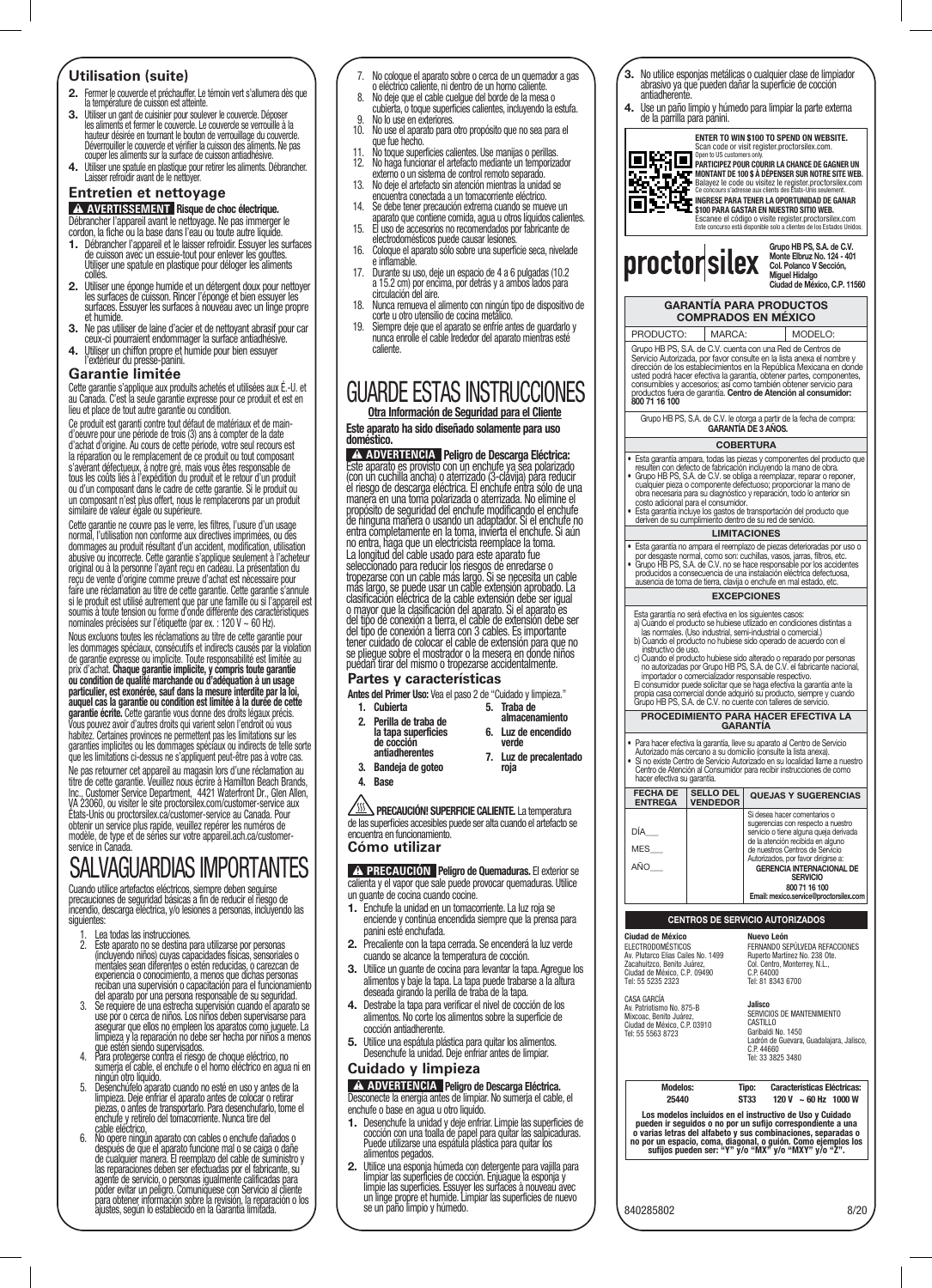## Utilisation (suite)

2. Fermer le couvercle et préchauffer. Le témoin vert s'allumera dès que la température de cuisson est atteinte.
3. Utiliser un gant de cuisinier pour soulever le couvercle. Déposer les aliments et fermer le couvercle. Le couvercle se verrouille à la hauteur désirée en tournant le bouton de verrouillage du couvercle. Déverrouiller le couvercle et vérifier la cuisson des aliments. Ne pas couper les aliments sur la surface de cuisson antiadhésive.
4. Utiliser une spatule en plastique pour retirer les aliments. Débrancher. Laisser refroidir avant de le nettoyer.

## Entretien et nettoyage

**⚠ AVERTISSEMENT Risque de choc électrique.** Débrancher l'appareil avant le nettoyage. Ne pas immerger le cordon, la fiche ou la base dans l'eau ou toute autre liquide.

1. Débrancher l'appareil et le laisser refroidir. Essuyer les surfaces de cuisson avec un essuie-tout pour enlever les gouttes. Utiliser une spatule en plastique pour déloger les aliments collés.
2. Utiliser une éponge humide et un détergent doux pour nettoyer les surfaces de cuisson. Rincer l'éponge et bien essuyer les surfaces. Essuyer les surfaces à nouveau avec un linge propre et humide.
3. Ne pas utiliser de laine d'acier et de nettoyant abrasif pour car ceux-ci pourraient endommager la surface antiadhésive.
4. Utiliser un chiffon propre et humide pour bien essuyer l'extérieur du presse-panini.

## Garantie limitée

Cette garantie s'applique aux produits achetés et utilisées aux É.-U. et au Canada. C'est la seule garantie expresse pour ce produit et est en lieu et place de tout autre garantie ou condition.

Ce produit est garanti contre tout défaut de matériaux et de main-d'oeuvre pour une période de trois (3) ans à compter de la date d'achat d'origine. Au cours de cette période, votre seul recours est la réparation ou le remplacement de ce produit ou tout composant s'avérant défectueux, à notre gré, mais vous êtes responsable de tous les coûts liés à l'expédition du produit et le retour d'un produit ou d'un composant dans le cadre de cette garantie. Si le produit ou un composant n'est plus offert, nous le remplacerons par un produit similaire de valeur égale ou supérieure.

Cette garantie ne couvre pas le verre, les filtres, l'usure d'un usage normal, l'utilisation non conforme aux directives imprimées, ou des dommages au produit résultant d'un accident, modification, utilisation abusive ou incorrecte. Cette garantie s'applique seulement à l'acheteur original ou à la personne l'ayant reçu en cadeau. La présentation du reçu de vente d'origine comme preuve d'achat est nécessaire pour faire une réclamation au titre de cette garantie. Cette garantie s'annule si le produit est utilisé autrement que par une famille ou si l'appareil est soumis à toute tension ou forme d'onde différente des caractéristiques nominales précisées sur l'étiquette (par ex. : 120 V ~ 60 Hz).

Nous excluons toutes les réclamations au titre de cette garantie pour les dommages spéciaux, consécutifs et indirects causés par la violation de garantie expresse ou implicite. Toute responsabilité est limitée au prix d'achat. **Chaque garantie implicite, y compris toute garantie ou condition de qualité marchande ou d'adéquation à un usage particulier, est exonérée, sauf dans la mesure interdite par la loi, auquel cas la garantie ou condition est limitée à la durée de cette garantie écrite.** Cette garantie vous donne des droits légaux précis. Vous pouvez avoir d'autres droits qui varient selon l'endroit où vous habitez. Certaines provinces ne permettent pas les limitations sur les garanties implicites ou les dommages spéciaux ou indirects de telle sorte que les limitations ci-dessus ne s'appliquent peut-être pas à votre cas.

Ne pas retourner cet appareil au magasin lors d'une réclamation au titre de cette garantie. Veuillez nous écrire à Hamilton Beach Brands, Inc., Customer Service Department, 4421 Waterfront Dr., Glen Allen, VA 23060, ou visiter le site proctorsilex.com/customer-service aux États-Unis ou proctorsilex.ca/customer-service au Canada. Pour obtenir un service plus rapide, veuillez repérer les numéros de modèle, de type et de séries sur votre appareil.ach.ca/customer-service in Canada.

# SALVAGUARDIAS IMPORTANTES

Cuando utilice artefactos eléctricos, siempre deben seguirse precauciones de seguridad básicas a fin de reducir el riesgo de incendio, descarga eléctrica, y/o lesiones a personas, incluyendo las siguientes:

1. Lea todas las instrucciones.
2. Este aparato no se destina para utilizarse por personas (incluyendo niños) cuyas capacidades físicas, sensoriales o mentales sean diferentes o estén reducidas, o carezcan de experiencia o conocimiento, a menos que dichas personas reciban una supervisión o capacitación para el funcionamiento del aparato por una persona responsable de su seguridad.
3. Se requiere de una estrecha supervisión cuando el aparato se use por o cerca de niños. Los niños deben supervisarse para asegurar que ellos no empleen los aparatos como juguete. La limpieza y la reparación no debe ser hecha por niños a menos que estén siendo supervisados.
4. Para protegerse contra el riesgo de choque eléctrico, no sumerja el cable, el enchufe o el horno eléctrico en agua ni en ningún otro líquido.
5. Desenchúfelo aparato cuando no esté en uso y antes de la limpieza. Deje enfriar el aparato antes de colocar o retirar piezas, o antes de transportarlo. Para desenchufarlo, tome el enchufe y retírelo del tomacorriente. Nunca tire del cable eléctrico.
6. No opere ningún aparato con cables o enchufe dañados o después de que el aparato funcione mal o se caiga o dañe de cualquier manera. El reemplazo del cable de suministro y las reparaciones deben ser efectuadas por el fabricante, su agente de servicio, o personas igualmente calificadas para poder evitar un peligro. Comuníquese con Servicio al cliente para obtener información sobre la revisión, la reparación o los ajustes, según lo establecido en la Garantía limitada.
7. No coloque el aparato sobre o cerca de un quemador a gas o eléctrico caliente, ni dentro de un horno caliente.
8. No deje que el cable cuelgue del borde de la mesa o cubierta, o toque superficies calientes, incluyendo la estufa.
9. No lo use en exteriores.
10. No use el aparato para otro propósito que no sea para el que fue hecho.
11. No toque superficies calientes. Use manijas o perillas.
12. No haga funcionar el artefacto mediante un temporizador externo o un sistema de control remoto separado.
13. No deje el artefacto sin atención mientras la unidad se encuentra conectada a un tomacorriente eléctrico.
14. Se debe tener precaución extrema cuando se mueve un aparato que contiene comida, agua u otros líquidos calientes.
15. El uso de accesorios no recomendados por fabricante de electrodomésticos puede causar lesiones.
16. Coloque el aparato sólo sobre una superficie seca, nivelade e inflamable.
17. Durante su uso, deje un espacio de 4 a 6 pulgadas (10.2 a 15.2 cm) por encima, por detrás y a ambos lados para circulación del aire.
18. Nunca remueva el alimento con ningún tipo de dispositivo de corte u otro utensilio de cocina metálico.
19. Siempre deje que el aparato se enfríe antes de guardarlo y nunca enrolle el cable lrededor del aparato mientras esté caliente.

# GUARDE ESTAS INSTRUCCIONES

**Otra Información de Seguridad para el Cliente**

**Este aparato ha sido diseñado solamente para uso doméstico.**

**⚠ ADVERTENCIA Peligro de Descarga Eléctrica:** Este aparato es provisto con un enchufe ya sea polarizado (con un cuchilla ancha) o aterrizado (3-clavija) para reducir el riesgo de descarga eléctrica. El enchufe entra sólo de una manera en una toma polarizada o aterrizada. No elimine el propósito de seguridad del enchufe modificando el enchufe de ninguna manera o usando un adaptador. Si el enchufe no entra completamente en la toma, invierta el enchufe. Si aún no entra, haga que un electricista reemplace la toma.

La longitud del cable usado para este aparato fue seleccionado para reducir los riesgos de enredarse o tropezarse con un cable más largo. Si se necesita un cable más largo, se puede usar un cable extensión aprobado. La clasificación eléctrica de la cable extensión debe ser igual o mayor que la clasificación del aparato. Si el aparato es del tipo de conexión a tierra, el cable de extensión debe ser del tipo de conexión a tierra con 3 cables. Es importante tener cuidado de colocar el cable de extensión para que no se pliegue sobre el mostrador o la mesera en donde niños puedan tirar del mismo o tropezarse accidentalmente.

## Partes y características

**Antes del Primer Uso:** Vea el paso 2 de "Cuidado y limpieza."

1. **Cubierta**
2. **Perilla de traba de la tapa superficies de cocción antiadherentes**
3. **Bandeja de goteo**
4. **Base**
5. **Traba de almacenamiento**
6. **Luz de encendido verde**
7. **Luz de precalentado roja**

**PRECAUCIÓN! SUPERFICIE CALIENTE.** La temperatura de las superficies accesibles puede ser alta cuando el artefacto se encuentra en funcionamiento.

## Cómo utilizar

**⚠ PRECAUCIÓN Peligro de Quemaduras.** El exterior se calienta y el vapor que sale puede provocar quemaduras. Utilice un guante de cocina cuando cocine.

1. Enchufe la unidad en un tomacorriente. La luz roja se enciende y continúa encendida siempre que la prensa para panini esté enchufada.
2. Precaliente con la tapa cerrada. Se encenderá la luz verde cuando se alcance la temperatura de cocción.
3. Utilice un guante de cocina para levantar la tapa. Agregue los alimentos y baje la tapa. La tapa puede trabarse a la altura deseada girando la perilla de traba de la tapa.
4. Destrabe la tapa para verificar el nivel de cocción de los alimentos. No corte los alimentos sobre la superficie de cocción antiadherente.
5. Utilice una espátula plástica para quitar los alimentos. Desenchufe la unidad. Deje enfriar antes de limpiar.

## Cuidado y limpieza

**⚠ ADVERTENCIA Peligro de Descarga Eléctrica.** Desconecte la energía antes de limpiar. No sumerja el cable, el enchufe o base en agua u otro líquido.

1. Desenchufe la unidad y deje enfriar. Limpie las superficies de cocción con una toalla de papel para quitar las salpicaduras. Puede utilizarse una espátula plástica para quitar los alimentos pegados.
2. Utilice una esponja húmeda con detergente para vajilla para limpiar las superficies de cocción. Enjuague la esponja y limpie las superficies. Essuyer les surfaces à nouveau avec un linge propre et humide. Limpiar las superficies de nuevo se un paño limpio y húmedo.
3. No utilice esponjas metálicas o cualquier clase de limpiador abrasivo ya que pueden dañar la superficie de cocción antiadherente.
4. Use un paño limpio y húmedo para limpiar la parte externa de la parrilla para panini.

**ENTER TO WIN $100 TO SPEND ON WEBSITE.**
Scan code or visit register.proctorsilex.com.
Open to US customers only.
**PARTICIPEZ POUR COURIR LA CHANCE DE GAGNER UN MONTANT DE 100 $ À DÉPENSER SUR NOTRE SITE WEB.**
Balayez le code ou visitez le register.proctorsilex.com
Ce concours s'adresse aux clients des États-Unis seulement.
**INGRESE PARA TENER LA OPORTUNIDAD DE GANAR $100 PARA GASTAR EN NUESTRO SITIO WEB.**
Escanee el código o visite register.proctorsilex.com
Este concurso está disponible solo a clientes de los Estados Unidos.

**proctor silex**

**Grupo HB PS, S.A. de C.V.**
**Monte Elbruz No. 124 - 401**
**Col. Polanco V Sección,**
**Miguel Hidalgo**
**Ciudad de México, C.P. 11560**

## GARANTÍA PARA PRODUCTOS COMPRADOS EN MÉXICO

| PRODUCTO: | MARCA: | MODELO: |
|---|---|---|

Grupo HB PS, S.A. de C.V. cuenta con una Red de Centros de Servicio Autorizada, por favor consulte en la lista anexa el nombre y dirección de los establecimientos en la República Mexicana en donde usted podrá hacer efectiva la garantía, obtener partes, componentes, consumibles y accesorios; así como también obtener servicio para productos fuera de garantía. **Centro de Atención al consumidor: 800 71 16 100**

Grupo HB PS, S.A. de C.V. le otorga a partir de la fecha de compra: **GARANTÍA DE 3 AÑOS.**

### COBERTURA

- Esta garantía ampara, todas las piezas y componentes del producto que resulten con defecto de fabricación incluyendo la mano de obra.
- Grupo HB PS, S.A. de C.V. se obliga a reemplazar, reparar o reponer, cualquier pieza o componente defectuoso; proporcionar la mano de obra necesaria para su diagnóstico y reparación, todo lo anterior sin costo adicional para el consumidor.
- Esta garantía incluye los gastos de transportación del producto que deriven de su cumplimiento dentro de su red de servicio.

### LIMITACIONES

- Esta garantía no ampara el reemplazo de piezas deterioradas por uso o por desgaste normal, como son: cuchillas, vasos, jarras, filtros, etc.
- Grupo HB PS, S.A. de C.V. no se hace responsable por los accidentes producidos a consecuencia de una instalación eléctrica defectuosa, ausencia de toma de tierra, clavija o enchufe en mal estado, etc.

### EXCEPCIONES

Esta garantía no será efectiva en los siguientes casos:

a) Cuando el producto se hubiese utilizado en condiciones distintas a las normales. (Uso industrial, semi-industrial o comercial.)

b) Cuando el producto no hubiese sido operado de acuerdo con el instructivo de uso.

c) Cuando el producto hubiese sido alterado o reparado por personas no autorizadas por Grupo HB PS, S.A. de C.V. el fabricante nacional, importador o comercializador responsable respectivo.

El consumidor puede solicitar que se haga efectiva la garantía ante la propia casa comercial donde adquirió su producto, siempre y cuando Grupo HB PS, S.A. de C.V. no cuente con talleres de servicio.

### PROCEDIMIENTO PARA HACER EFECTIVA LA GARANTÍA

- Para hacer efectiva la garantía, lleve su aparato al Centro de Servicio Autorizado más cercano a su domicilio (consulte la lista anexa).
- Si no existe Centro de Servicio Autorizado en su localidad llame a nuestro Centro de Atención al Consumidor para recibir instrucciones de cómo hacer efectiva su garantía.

| FECHA DE ENTREGA | SELLO DEL VENDEDOR | QUEJAS Y SUGERENCIAS |
|---|---|---|
| DÍA___ MES___ AÑO___ | | Si desea hacer comentarios o sugerencias con respecto a nuestro servicio o tiene alguna queja derivada de la atención recibida en alguno de nuestros Centros de Servicio Autorizados, por favor diríjase a: **GERENCIA INTERNACIONAL DE SERVICIO 800 71 16 100 Email: mexico.service@proctorsilex.com** |

### CENTROS DE SERVICIO AUTORIZADOS

**Ciudad de México**
ELECTRODOMÉSTICOS
Av. Plutarco Elías Calles No. 1499
Zacahuitzco, Benito Juárez,
Ciudad de México, C.P. 09490
Tel: 55 5235 2323

CASA GARCÍA
Av. Patriotismo No. 875-B
Mixcoac, Benito Juárez,
Ciudad de México, C.P. 03910
Tel: 55 5563 8723

**Nuevo León**
FERNANDO SEPÚLVEDA REFACCIONES
Ruperto Martínez No. 238 Ote.
Col. Centro, Monterrey, N.L.,
C.P. 64000
Tel: 81 8343 6700

**Jalisco**
SERVICIOS DE MANTENIMIENTO CASTILLO
Garibaldi No. 1450
Ladrón de Guevara, Guadalajara, Jalisco,
C.P. 44600
Tel: 33 3825 3480

| Modelos: | Tipo: | Características Eléctricas: |
|---|---|---|
| 25440 | ST33 | 120 V ~ 60 Hz 1000 W |

**Los modelos incluidos en el instructivo de Uso y Cuidado pueden ir seguidos o no por un sufijo correspondiente a una o varias letras del alfabeto y sus combinaciones, separadas o no por un espacio, coma, diagonal, o guión. Como ejemplos los sufijos pueden ser: "Y" y/o "MX" y/o "MXY" y/o "Z".**

840285802 8/20